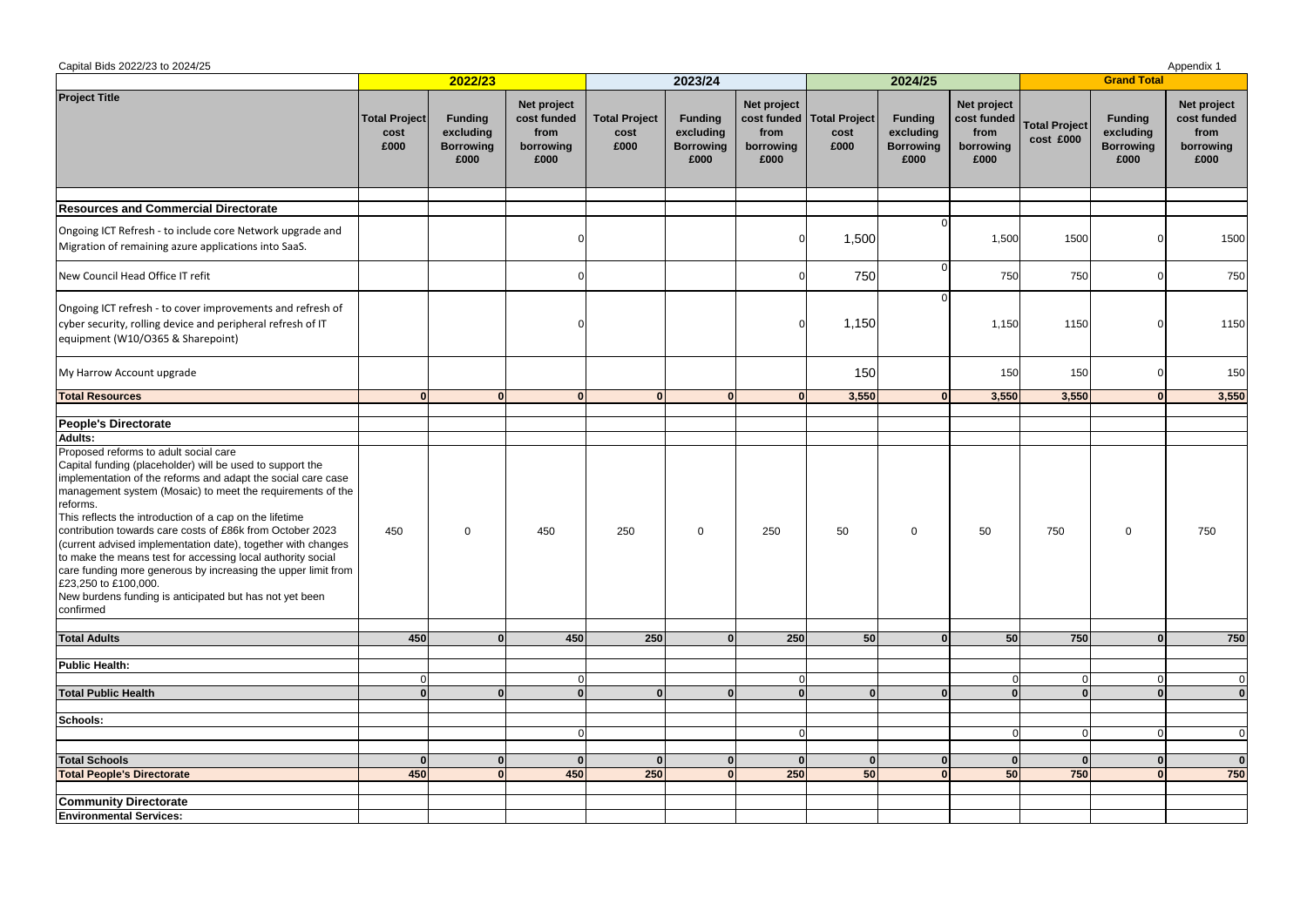Capital Bids 2022/23 to 2024/25

Appendix 1

| Project Title | 2022/23 | | | 2023/24 | | | 2024/25 | | | Grand Total | | |
|---|---|---|---|---|---|---|---|---|---|---|---|---|
| | Total Project cost £000 | Funding excluding Borrowing £000 | Net project cost funded from borrowing £000 | Total Project cost £000 | Funding excluding Borrowing £000 | Net project cost funded from borrowing £000 | Total Project cost £000 | Funding excluding Borrowing £000 | Net project cost funded from borrowing £000 | Total Project cost £000 | Funding excluding Borrowing £000 | Net project cost funded from borrowing £000 |
| **Resources and Commercial Directorate** | | | | | | | | | | | | |
| Ongoing ICT Refresh - to include core Network upgrade and Migration of remaining azure applications into SaaS. | | | 0 | | | 0 | 1,500 | 0 | 1,500 | 1500 | 0 | 1500 |
| New Council Head Office IT refit | | | 0 | | | 0 | 750 | 0 | 750 | 750 | 0 | 750 |
| Ongoing ICT refresh - to cover improvements and refresh of cyber security, rolling device and peripheral refresh of IT equipment (W10/O365 & Sharepoint) | | | 0 | | | 0 | 1,150 | 0 | 1,150 | 1150 | 0 | 1150 |
| My Harrow Account upgrade | | | | | | | 150 | | 150 | 150 | 0 | 150 |
| **Total Resources** | **0** | **0** | **0** | **0** | **0** | **0** | **3,550** | **0** | **3,550** | **3,550** | **0** | **3,550** |
| **People's Directorate** | | | | | | | | | | | | |
| **Adults:** | | | | | | | | | | | | |
| Proposed reforms to adult social care<br>Capital funding (placeholder) will be used to support the implementation of the reforms and adapt the social care case management system (Mosaic) to meet the requirements of the reforms.<br>This reflects the introduction of a cap on the lifetime contribution towards care costs of £86k from October 2023 (current advised implementation date), together with changes to make the means test for accessing local authority social care funding more generous by increasing the upper limit from £23,250 to £100,000.<br>New burdens funding is anticipated but has not yet been confirmed | 450 | 0 | 450 | 250 | 0 | 250 | 50 | 0 | 50 | 750 | 0 | 750 |
| **Total Adults** | **450** | **0** | **450** | **250** | **0** | **250** | **50** | **0** | **50** | **750** | **0** | **750** |
| **Public Health:** | | | | | | | | | | | | |
| | 0 | | 0 | | | 0 | | | 0 | 0 | 0 | 0 |
| **Total Public Health** | **0** | **0** | **0** | **0** | **0** | **0** | **0** | **0** | **0** | **0** | **0** | **0** |
| **Schools:** | | | | | | | | | | | | |
| | | | 0 | | | 0 | | | 0 | 0 | 0 | 0 |
| **Total Schools** | **0** | **0** | **0** | **0** | **0** | **0** | **0** | **0** | **0** | **0** | **0** | **0** |
| **Total People's Directorate** | **450** | **0** | **450** | **250** | **0** | **250** | **50** | **0** | **50** | **750** | **0** | **750** |
| **Community Directorate** | | | | | | | | | | | | |
| **Environmental Services:** | | | | | | | | | | | | |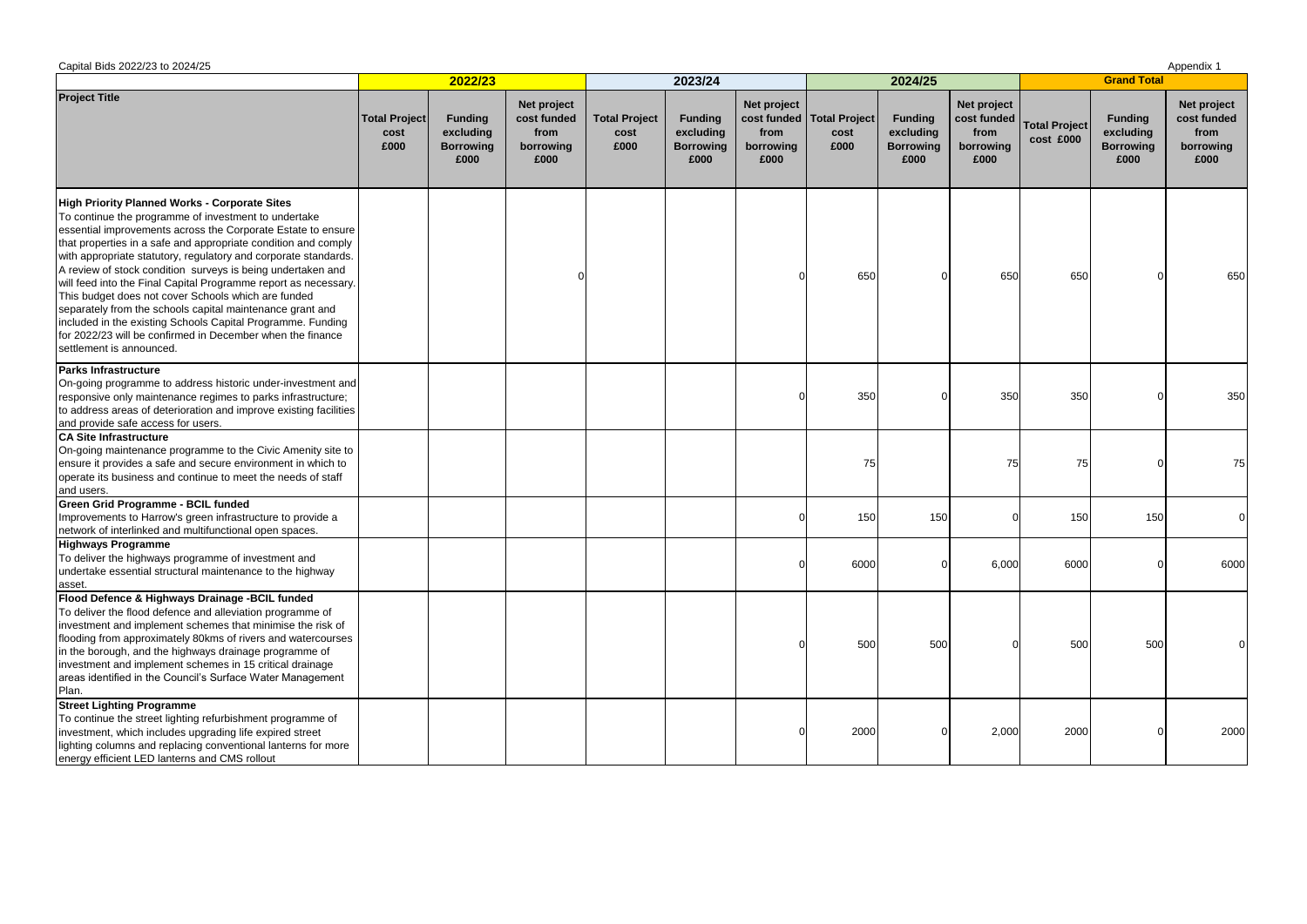Capital Bids 2022/23 to 2024/25

Appendix 1

| Project Title | 2022/23 | | | 2023/24 | | | 2024/25 | | | Grand Total | | |
|---|---|---|---|---|---|---|---|---|---|---|---|---|
| | Total Project cost £000 | Funding excluding Borrowing £000 | Net project cost funded from borrowing £000 | Total Project cost £000 | Funding excluding Borrowing £000 | Net project cost funded from borrowing £000 | Total Project cost £000 | Funding excluding Borrowing £000 | Net project cost funded from borrowing £000 | Total Project cost £000 | Funding excluding Borrowing £000 | Net project cost funded from borrowing £000 |
| **High Priority Planned Works - Corporate Sites** To continue the programme of investment to undertake essential improvements across the Corporate Estate to ensure that properties in a safe and appropriate condition and comply with appropriate statutory, regulatory and corporate standards. A review of stock condition surveys is being undertaken and will feed into the Final Capital Programme report as necessary. This budget does not cover Schools which are funded separately from the schools capital maintenance grant and included in the existing Schools Capital Programme. Funding for 2022/23 will be confirmed in December when the finance settlement is announced. | | | 0 | | | 0 | 650 | 0 | 650 | 650 | 0 | 650 |
| **Parks Infrastructure** On-going programme to address historic under-investment and responsive only maintenance regimes to parks infrastructure; to address areas of deterioration and improve existing facilities and provide safe access for users. | | | | | | 0 | 350 | 0 | 350 | 350 | 0 | 350 |
| **CA Site Infrastructure** On-going maintenance programme to the Civic Amenity site to ensure it provides a safe and secure environment in which to operate its business and continue to meet the needs of staff and users. | | | | | | | 75 | | 75 | 75 | 0 | 75 |
| **Green Grid Programme - BCIL funded** Improvements to Harrow's green infrastructure to provide a network of interlinked and multifunctional open spaces. | | | | | | 0 | 150 | 150 | 0 | 150 | 150 | 0 |
| **Highways Programme** To deliver the highways programme of investment and undertake essential structural maintenance to the highway asset. | | | | | | 0 | 6000 | 0 | 6,000 | 6000 | 0 | 6000 |
| **Flood Defence & Highways Drainage -BCIL funded** To deliver the flood defence and alleviation programme of investment and implement schemes that minimise the risk of flooding from approximately 80kms of rivers and watercourses in the borough, and the highways drainage programme of investment and implement schemes in 15 critical drainage areas identified in the Council's Surface Water Management Plan. | | | | | | 0 | 500 | 500 | 0 | 500 | 500 | 0 |
| **Street Lighting Programme** To continue the street lighting refurbishment programme of investment, which includes upgrading life expired street lighting columns and replacing conventional lanterns for more energy efficient LED lanterns and CMS rollout | | | | | | 0 | 2000 | 0 | 2,000 | 2000 | 0 | 2000 |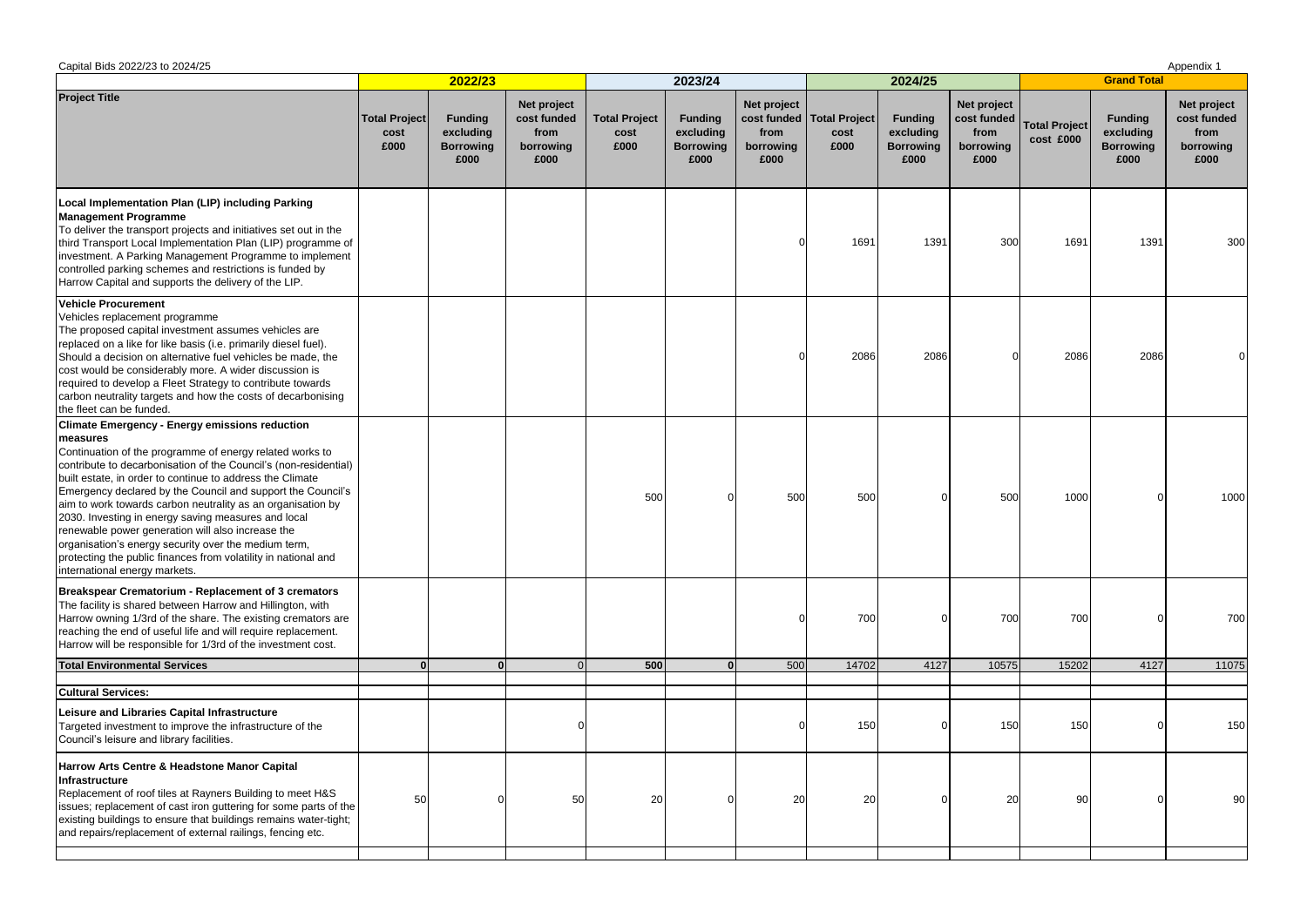Capital Bids 2022/23 to 2024/25

Appendix 1

| Project Title | 2022/23 | | | 2023/24 | | | 2024/25 | | | Grand Total | | |
|---|---|---|---|---|---|---|---|---|---|---|---|---|
| | Total Project cost £000 | Funding excluding Borrowing £000 | Net project cost funded from borrowing £000 | Total Project cost £000 | Funding excluding Borrowing £000 | Net project cost funded from borrowing £000 | Total Project cost £000 | Funding excluding Borrowing £000 | Net project cost funded from borrowing £000 | Total Project cost £000 | Funding excluding Borrowing £000 | Net project cost funded from borrowing £000 |
| **Local Implementation Plan (LIP) including Parking Management Programme** To deliver the transport projects and initiatives set out in the third Transport Local Implementation Plan (LIP) programme of investment. A Parking Management Programme to implement controlled parking schemes and restrictions is funded by Harrow Capital and supports the delivery of the LIP. | | | | | | 0 | 1691 | 1391 | 300 | 1691 | 1391 | 300 |
| **Vehicle Procurement** Vehicles replacement programme The proposed capital investment assumes vehicles are replaced on a like for like basis (i.e. primarily diesel fuel). Should a decision on alternative fuel vehicles be made, the cost would be considerably more. A wider discussion is required to develop a Fleet Strategy to contribute towards carbon neutrality targets and how the costs of decarbonising the fleet can be funded. | | | | | | 0 | 2086 | 2086 | 0 | 2086 | 2086 | 0 |
| **Climate Emergency - Energy emissions reduction measures** Continuation of the programme of energy related works to contribute to decarbonisation of the Council's (non-residential) built estate, in order to continue to address the Climate Emergency declared by the Council and support the Council's aim to work towards carbon neutrality as an organisation by 2030. Investing in energy saving measures and local renewable power generation will also increase the organisation's energy security over the medium term, protecting the public finances from volatility in national and international energy markets. | | | | 500 | 0 | 500 | 500 | 0 | 500 | 1000 | 0 | 1000 |
| **Breakspear Crematorium - Replacement of 3 cremators** The facility is shared between Harrow and Hillington, with Harrow owning 1/3rd of the share. The existing cremators are reaching the end of useful life and will require replacement. Harrow will be responsible for 1/3rd of the investment cost. | | | | | | 0 | 700 | 0 | 700 | 700 | 0 | 700 |
| **Total Environmental Services** | **0** | **0** | 0 | **500** | **0** | 500 | 14702 | 4127 | 10575 | 15202 | 4127 | 11075 |
| | | | | | | | | | | | | |
| **Cultural Services:** | | | | | | | | | | | | |
| **Leisure and Libraries Capital Infrastructure** Targeted investment to improve the infrastructure of the Council's leisure and library facilities. | | | 0 | | | 0 | 150 | 0 | 150 | 150 | 0 | 150 |
| **Harrow Arts Centre & Headstone Manor Capital Infrastructure** Replacement of roof tiles at Rayners Building to meet H&S issues; replacement of cast iron guttering for some parts of the existing buildings to ensure that buildings remains water-tight; and repairs/replacement of external railings, fencing etc. | 50 | 0 | 50 | 20 | 0 | 20 | 20 | 0 | 20 | 90 | 0 | 90 |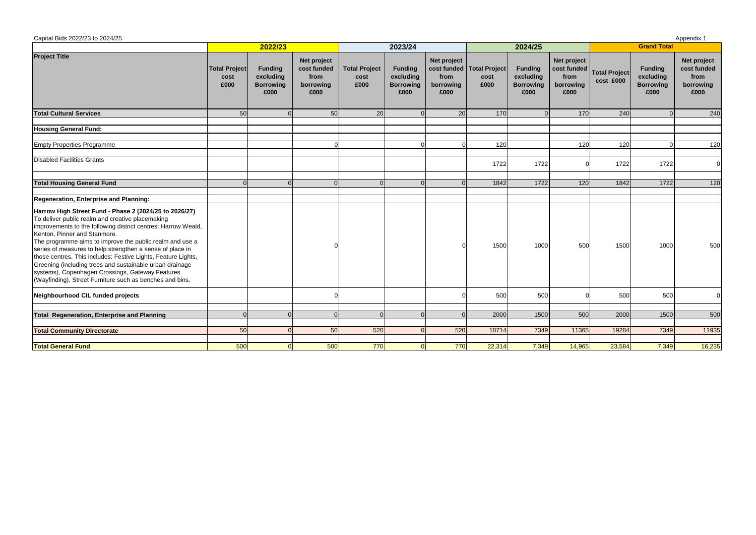Capital Bids 2022/23 to 2024/25

Appendix 1

| Project Title | 2022/23 | | | 2023/24 | | | 2024/25 | | | Grand Total | | |
|---|---|---|---|---|---|---|---|---|---|---|---|---|
| | Total Project cost £000 | Funding excluding Borrowing £000 | Net project cost funded from borrowing £000 | Total Project cost £000 | Funding excluding Borrowing £000 | Net project cost funded from borrowing £000 | Total Project cost £000 | Funding excluding Borrowing £000 | Net project cost funded from borrowing £000 | Total Project cost £000 | Funding excluding Borrowing £000 | Net project cost funded from borrowing £000 |
| **Total Cultural Services** | 50 | 0 | 50 | 20 | 0 | 20 | 170 | 0 | 170 | 240 | 0 | 240 |
| **Housing General Fund:** | | | | | | | | | | | | |
| Empty Properties Programme | | | 0 | | 0 | 0 | 120 | | 120 | 120 | 0 | 120 |
| Disabled Facilities Grants | | | | | | | 1722 | 1722 | 0 | 1722 | 1722 | 0 |
| **Total Housing General Fund** | 0 | 0 | 0 | 0 | 0 | 0 | 1842 | 1722 | 120 | 1842 | 1722 | 120 |
| **Regeneration, Enterprise and Planning:** | | | | | | | | | | | | |
| **Harrow High Street Fund - Phase 2 (2024/25 to 2026/27)** To deliver public realm and creative placemaking improvements to the following district centres: Harrow Weald, Kenton, Pinner and Stanmore. The programme aims to improve the public realm and use a series of measures to help strengthen a sense of place in those centres. This includes: Festive Lights, Feature Lights, Greening (including trees and sustainable urban drainage systems), Copenhagen Crossings, Gateway Features (Wayfinding), Street Furniture such as benches and bins. | | | 0 | | | 0 | 1500 | 1000 | 500 | 1500 | 1000 | 500 |
| **Neighbourhood CIL funded projects** | | | 0 | | | 0 | 500 | 500 | 0 | 500 | 500 | 0 |
| **Total Regeneration, Enterprise and Planning** | 0 | 0 | 0 | 0 | 0 | 0 | 2000 | 1500 | 500 | 2000 | 1500 | 500 |
| **Total Community Directorate** | 50 | 0 | 50 | 520 | 0 | 520 | 18714 | 7349 | 11365 | 19284 | 7349 | 11935 |
| **Total General Fund** | 500 | 0 | 500 | 770 | 0 | 770 | 22,314 | 7,349 | 14,965 | 23,584 | 7,349 | 16,235 |